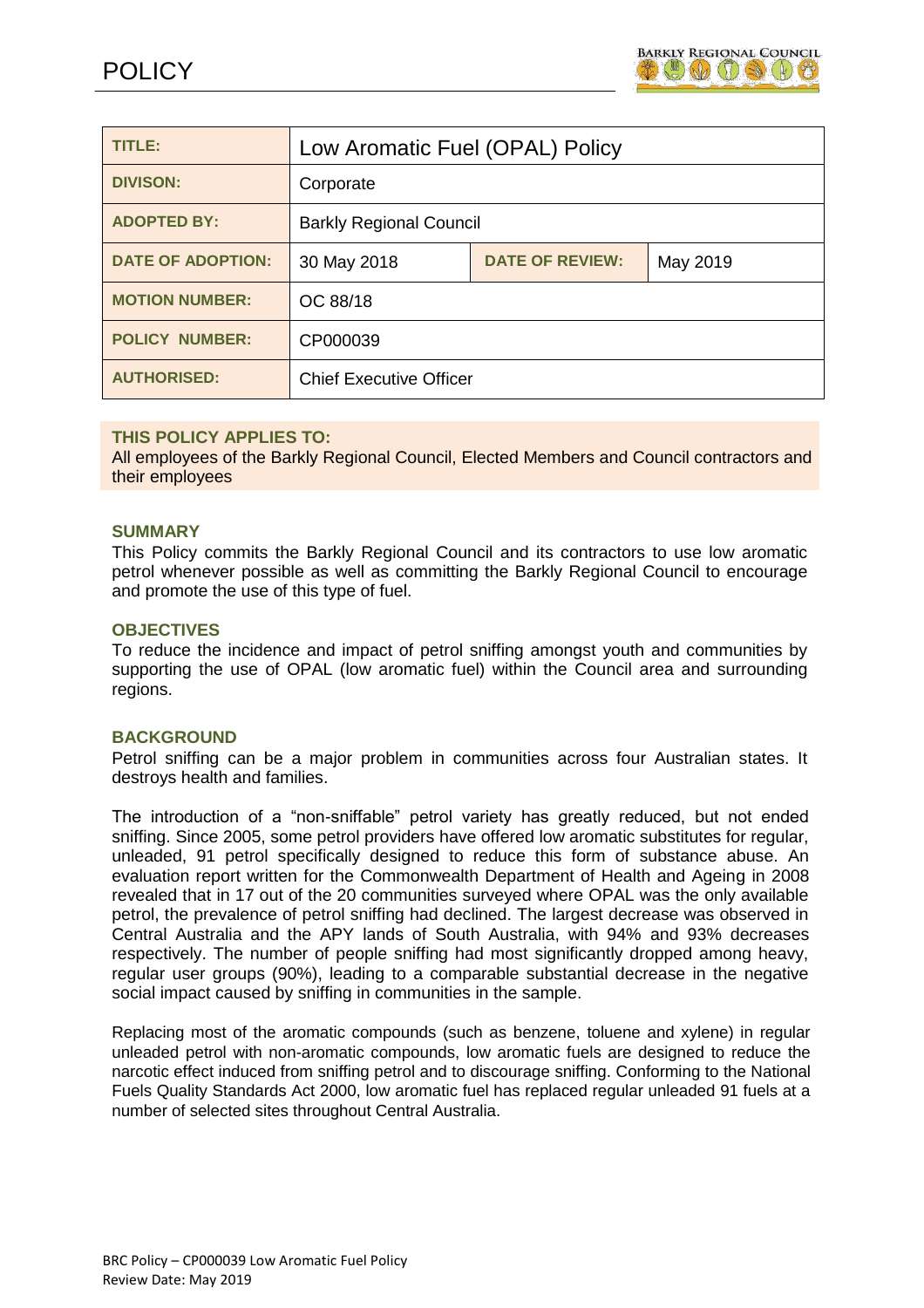# POLICY

| TITLE: | Low Aromatic Fuel (OPAL) Policy | | |
|---|---|---|---|
| DIVISON: | Corporate | | |
| ADOPTED BY: | Barkly Regional Council | | |
| DATE OF ADOPTION: | 30 May 2018 | DATE OF REVIEW: | May 2019 |
| MOTION NUMBER: | OC 88/18 | | |
| POLICY NUMBER: | CP000039 | | |
| AUTHORISED: | Chief Executive Officer | | |

**THIS POLICY APPLIES TO:**
All employees of the Barkly Regional Council, Elected Members and Council contractors and their employees

## SUMMARY

This Policy commits the Barkly Regional Council and its contractors to use low aromatic petrol whenever possible as well as committing the Barkly Regional Council to encourage and promote the use of this type of fuel.

## OBJECTIVES

To reduce the incidence and impact of petrol sniffing amongst youth and communities by supporting the use of OPAL (low aromatic fuel) within the Council area and surrounding regions.

## BACKGROUND

Petrol sniffing can be a major problem in communities across four Australian states. It destroys health and families.

The introduction of a "non-sniffable" petrol variety has greatly reduced, but not ended sniffing. Since 2005, some petrol providers have offered low aromatic substitutes for regular, unleaded, 91 petrol specifically designed to reduce this form of substance abuse. An evaluation report written for the Commonwealth Department of Health and Ageing in 2008 revealed that in 17 out of the 20 communities surveyed where OPAL was the only available petrol, the prevalence of petrol sniffing had declined. The largest decrease was observed in Central Australia and the APY lands of South Australia, with 94% and 93% decreases respectively. The number of people sniffing had most significantly dropped among heavy, regular user groups (90%), leading to a comparable substantial decrease in the negative social impact caused by sniffing in communities in the sample.

Replacing most of the aromatic compounds (such as benzene, toluene and xylene) in regular unleaded petrol with non-aromatic compounds, low aromatic fuels are designed to reduce the narcotic effect induced from sniffing petrol and to discourage sniffing. Conforming to the National Fuels Quality Standards Act 2000, low aromatic fuel has replaced regular unleaded 91 fuels at a number of selected sites throughout Central Australia.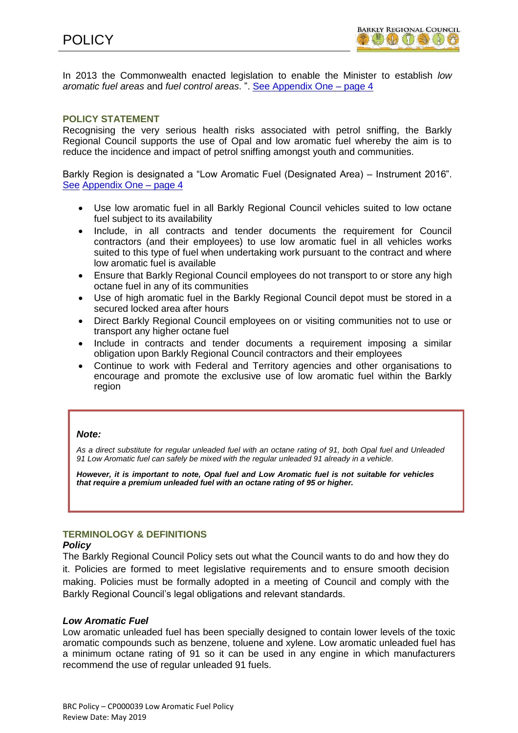In 2013 the Commonwealth enacted legislation to enable the Minister to establish *low aromatic fuel areas* and *fuel control areas*. ". See Appendix One – page 4

## POLICY STATEMENT

Recognising the very serious health risks associated with petrol sniffing, the Barkly Regional Council supports the use of Opal and low aromatic fuel whereby the aim is to reduce the incidence and impact of petrol sniffing amongst youth and communities.

Barkly Region is designated a "Low Aromatic Fuel (Designated Area) – Instrument 2016". See Appendix One – page 4

- Use low aromatic fuel in all Barkly Regional Council vehicles suited to low octane fuel subject to its availability
- Include, in all contracts and tender documents the requirement for Council contractors (and their employees) to use low aromatic fuel in all vehicles works suited to this type of fuel when undertaking work pursuant to the contract and where low aromatic fuel is available
- Ensure that Barkly Regional Council employees do not transport to or store any high octane fuel in any of its communities
- Use of high aromatic fuel in the Barkly Regional Council depot must be stored in a secured locked area after hours
- Direct Barkly Regional Council employees on or visiting communities not to use or transport any higher octane fuel
- Include in contracts and tender documents a requirement imposing a similar obligation upon Barkly Regional Council contractors and their employees
- Continue to work with Federal and Territory agencies and other organisations to encourage and promote the exclusive use of low aromatic fuel within the Barkly region

> ***Note:***
>
> *As a direct substitute for regular unleaded fuel with an octane rating of 91, both Opal fuel and Unleaded 91 Low Aromatic fuel can safely be mixed with the regular unleaded 91 already in a vehicle.*
>
> ***However, it is important to note, Opal fuel and Low Aromatic fuel is not suitable for vehicles that require a premium unleaded fuel with an octane rating of 95 or higher.***

## TERMINOLOGY & DEFINITIONS

### *Policy*

The Barkly Regional Council Policy sets out what the Council wants to do and how they do it. Policies are formed to meet legislative requirements and to ensure smooth decision making. Policies must be formally adopted in a meeting of Council and comply with the Barkly Regional Council's legal obligations and relevant standards.

### *Low Aromatic Fuel*

Low aromatic unleaded fuel has been specially designed to contain lower levels of the toxic aromatic compounds such as benzene, toluene and xylene. Low aromatic unleaded fuel has a minimum octane rating of 91 so it can be used in any engine in which manufacturers recommend the use of regular unleaded 91 fuels.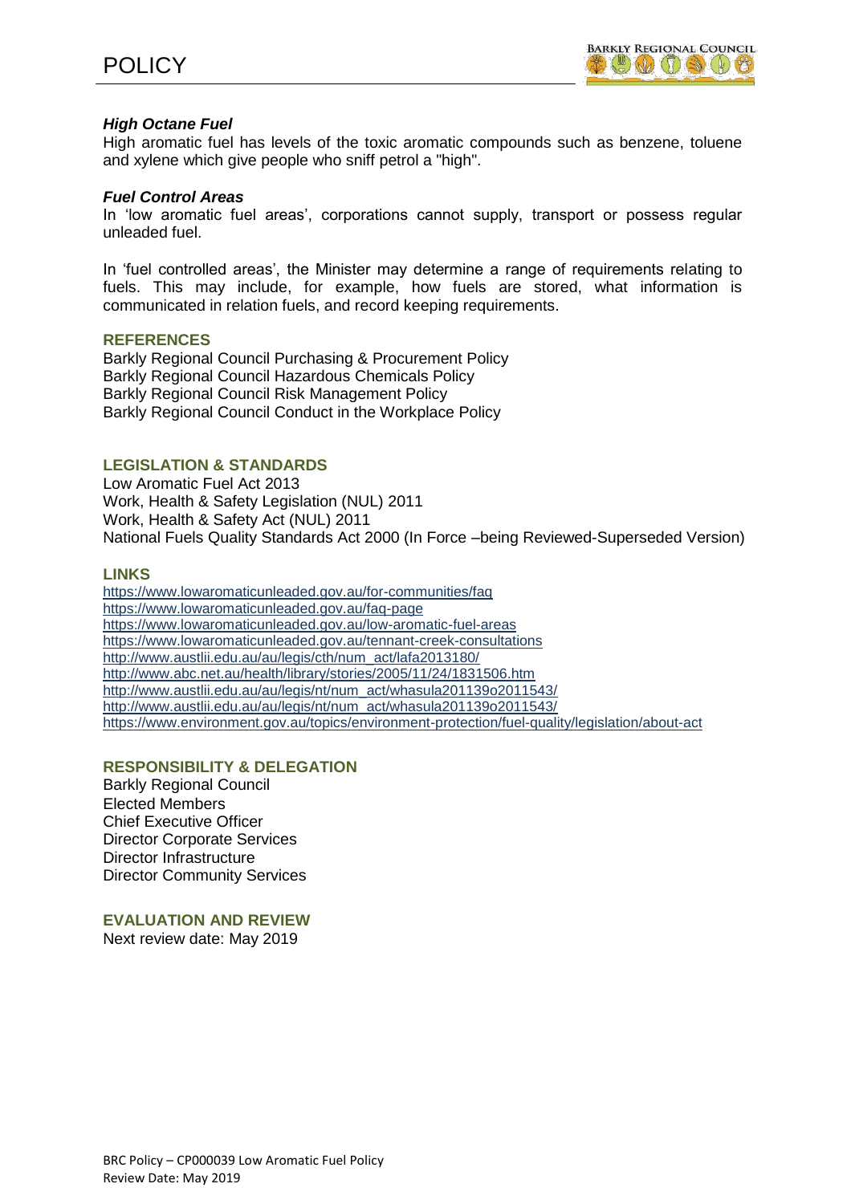***High Octane Fuel***

High aromatic fuel has levels of the toxic aromatic compounds such as benzene, toluene and xylene which give people who sniff petrol a "high".

***Fuel Control Areas***

In 'low aromatic fuel areas', corporations cannot supply, transport or possess regular unleaded fuel.

In 'fuel controlled areas', the Minister may determine a range of requirements relating to fuels. This may include, for example, how fuels are stored, what information is communicated in relation fuels, and record keeping requirements.

## REFERENCES

Barkly Regional Council Purchasing & Procurement Policy
Barkly Regional Council Hazardous Chemicals Policy
Barkly Regional Council Risk Management Policy
Barkly Regional Council Conduct in the Workplace Policy

## LEGISLATION & STANDARDS

Low Aromatic Fuel Act 2013
Work, Health & Safety Legislation (NUL) 2011
Work, Health & Safety Act (NUL) 2011
National Fuels Quality Standards Act 2000 (In Force –being Reviewed-Superseded Version)

## LINKS

https://www.lowaromaticunleaded.gov.au/for-communities/faq
https://www.lowaromaticunleaded.gov.au/faq-page
https://www.lowaromaticunleaded.gov.au/low-aromatic-fuel-areas
https://www.lowaromaticunleaded.gov.au/tennant-creek-consultations
http://www.austlii.edu.au/au/legis/cth/num_act/lafa2013180/
http://www.abc.net.au/health/library/stories/2005/11/24/1831506.htm
http://www.austlii.edu.au/au/legis/nt/num_act/whasula201139o2011543/
http://www.austlii.edu.au/au/legis/nt/num_act/whasula201139o2011543/
https://www.environment.gov.au/topics/environment-protection/fuel-quality/legislation/about-act

## RESPONSIBILITY & DELEGATION

Barkly Regional Council
Elected Members
Chief Executive Officer
Director Corporate Services
Director Infrastructure
Director Community Services

## EVALUATION AND REVIEW

Next review date: May 2019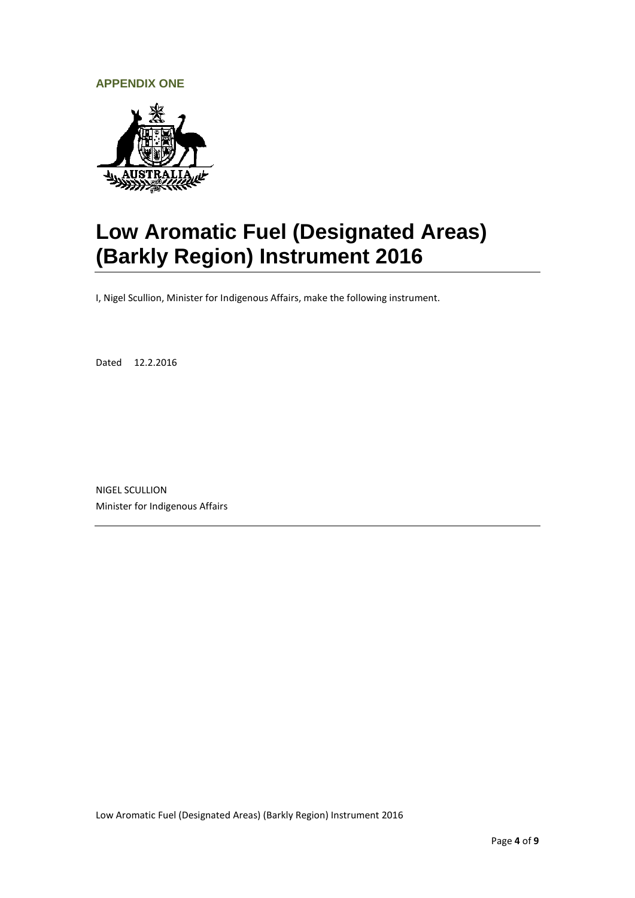**APPENDIX ONE**

# Low Aromatic Fuel (Designated Areas) (Barkly Region) Instrument 2016

I, Nigel Scullion, Minister for Indigenous Affairs, make the following instrument.

Dated 12.2.2016

NIGEL SCULLION
Minister for Indigenous Affairs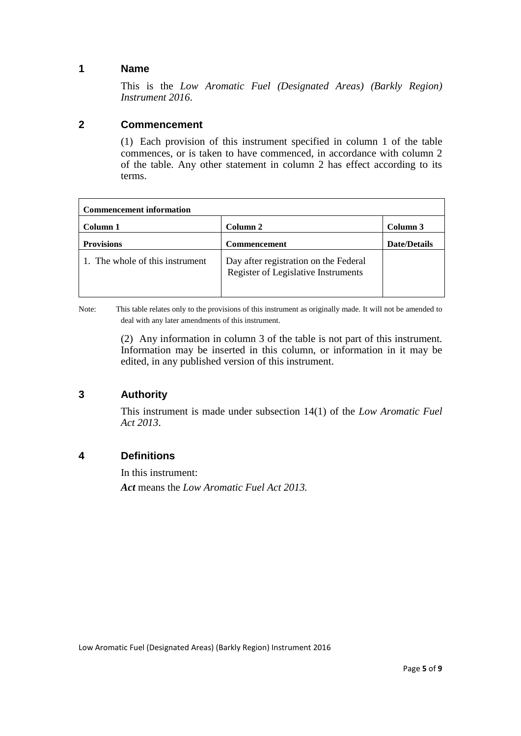## 1 Name

This is the *Low Aromatic Fuel (Designated Areas) (Barkly Region) Instrument 2016*.

## 2 Commencement

(1) Each provision of this instrument specified in column 1 of the table commences, or is taken to have commenced, in accordance with column 2 of the table. Any other statement in column 2 has effect according to its terms.

| **Commencement information** | | |
|---|---|---|
| **Column 1** | **Column 2** | **Column 3** |
| **Provisions** | **Commencement** | **Date/Details** |
| 1. The whole of this instrument | Day after registration on the Federal Register of Legislative Instruments | |

Note: This table relates only to the provisions of this instrument as originally made. It will not be amended to deal with any later amendments of this instrument.

(2) Any information in column 3 of the table is not part of this instrument. Information may be inserted in this column, or information in it may be edited, in any published version of this instrument.

## 3 Authority

This instrument is made under subsection 14(1) of the *Low Aromatic Fuel Act 2013*.

## 4 Definitions

In this instrument:

***Act*** means the *Low Aromatic Fuel Act 2013.*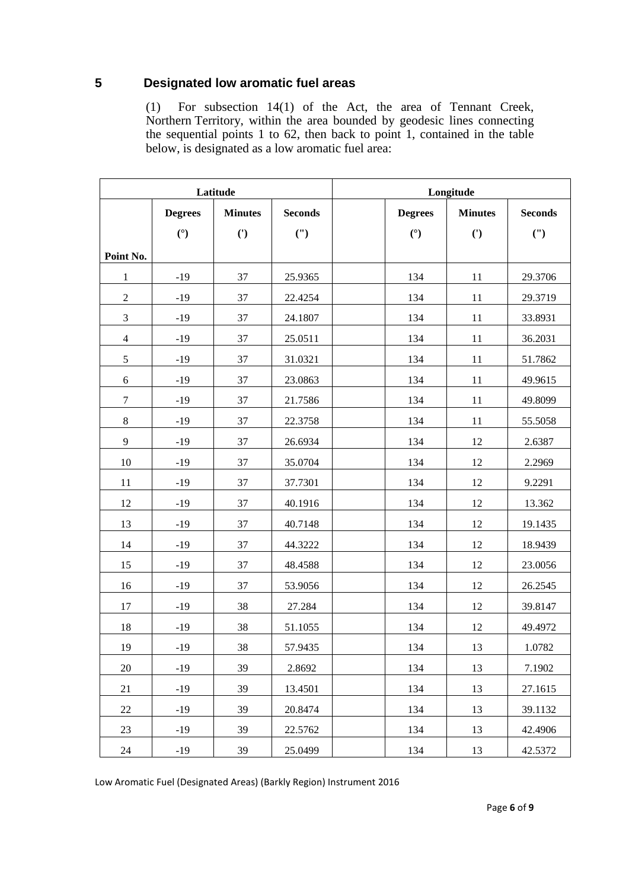## 5 Designated low aromatic fuel areas

(1) For subsection 14(1) of the Act, the area of Tennant Creek, Northern Territory, within the area bounded by geodesic lines connecting the sequential points 1 to 62, then back to point 1, contained in the table below, is designated as a low aromatic fuel area:

| | Latitude | | | | Longitude | | |
|---|---|---|---|---|---|---|---|
| Point No. | Degrees (°) | Minutes (') | Seconds (") | | Degrees (°) | Minutes (') | Seconds (") |
| 1 | -19 | 37 | 25.9365 | | 134 | 11 | 29.3706 |
| 2 | -19 | 37 | 22.4254 | | 134 | 11 | 29.3719 |
| 3 | -19 | 37 | 24.1807 | | 134 | 11 | 33.8931 |
| 4 | -19 | 37 | 25.0511 | | 134 | 11 | 36.2031 |
| 5 | -19 | 37 | 31.0321 | | 134 | 11 | 51.7862 |
| 6 | -19 | 37 | 23.0863 | | 134 | 11 | 49.9615 |
| 7 | -19 | 37 | 21.7586 | | 134 | 11 | 49.8099 |
| 8 | -19 | 37 | 22.3758 | | 134 | 11 | 55.5058 |
| 9 | -19 | 37 | 26.6934 | | 134 | 12 | 2.6387 |
| 10 | -19 | 37 | 35.0704 | | 134 | 12 | 2.2969 |
| 11 | -19 | 37 | 37.7301 | | 134 | 12 | 9.2291 |
| 12 | -19 | 37 | 40.1916 | | 134 | 12 | 13.362 |
| 13 | -19 | 37 | 40.7148 | | 134 | 12 | 19.1435 |
| 14 | -19 | 37 | 44.3222 | | 134 | 12 | 18.9439 |
| 15 | -19 | 37 | 48.4588 | | 134 | 12 | 23.0056 |
| 16 | -19 | 37 | 53.9056 | | 134 | 12 | 26.2545 |
| 17 | -19 | 38 | 27.284 | | 134 | 12 | 39.8147 |
| 18 | -19 | 38 | 51.1055 | | 134 | 12 | 49.4972 |
| 19 | -19 | 38 | 57.9435 | | 134 | 13 | 1.0782 |
| 20 | -19 | 39 | 2.8692 | | 134 | 13 | 7.1902 |
| 21 | -19 | 39 | 13.4501 | | 134 | 13 | 27.1615 |
| 22 | -19 | 39 | 20.8474 | | 134 | 13 | 39.1132 |
| 23 | -19 | 39 | 22.5762 | | 134 | 13 | 42.4906 |
| 24 | -19 | 39 | 25.0499 | | 134 | 13 | 42.5372 |

Low Aromatic Fuel (Designated Areas) (Barkly Region) Instrument 2016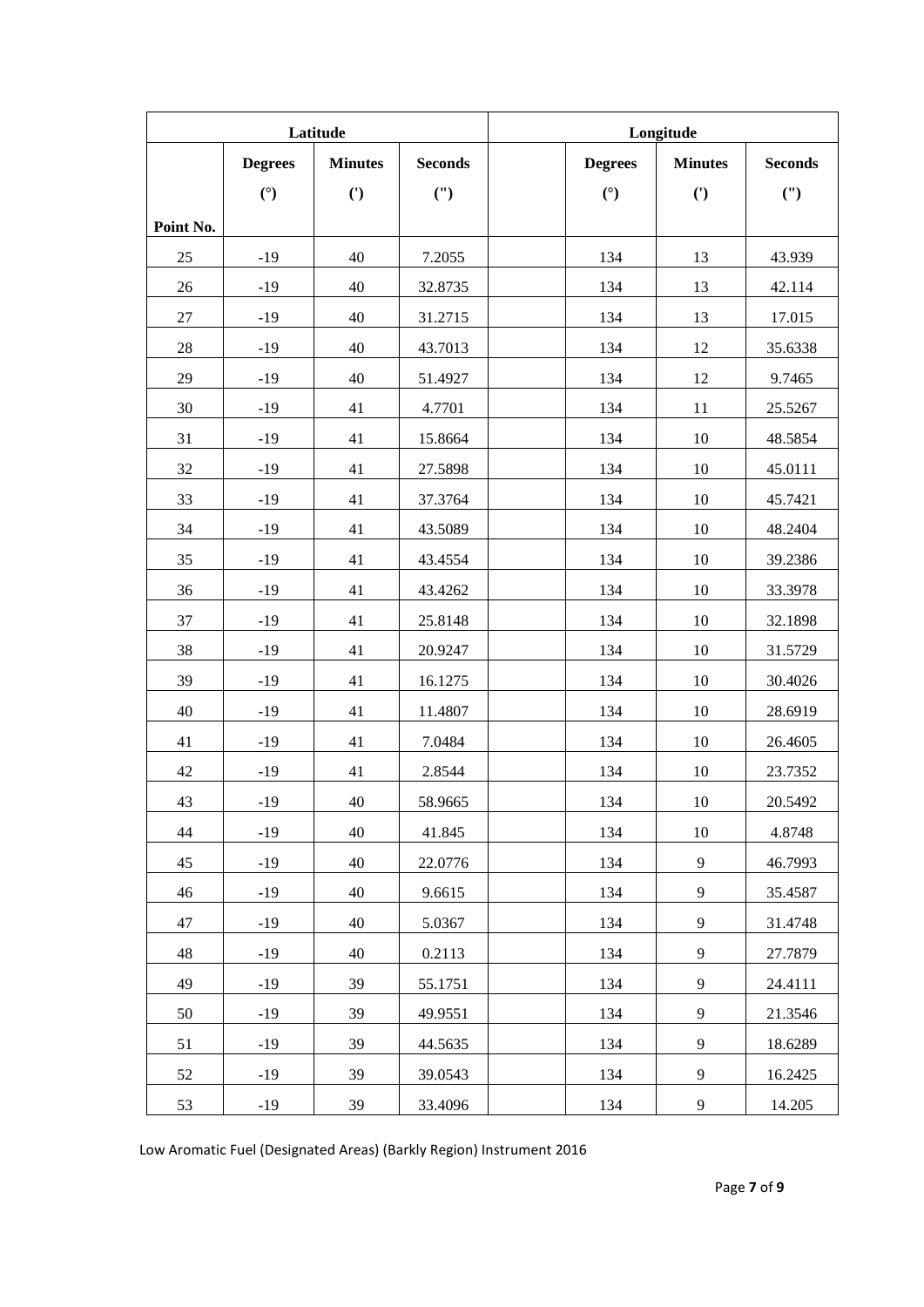| Latitude | | | | Longitude | | | |
|---|---|---|---|---|---|---|---|
| Point No. | Degrees (°) | Minutes (') | Seconds (") | | Degrees (°) | Minutes (') | Seconds (") |
| 25 | -19 | 40 | 7.2055 | | 134 | 13 | 43.939 |
| 26 | -19 | 40 | 32.8735 | | 134 | 13 | 42.114 |
| 27 | -19 | 40 | 31.2715 | | 134 | 13 | 17.015 |
| 28 | -19 | 40 | 43.7013 | | 134 | 12 | 35.6338 |
| 29 | -19 | 40 | 51.4927 | | 134 | 12 | 9.7465 |
| 30 | -19 | 41 | 4.7701 | | 134 | 11 | 25.5267 |
| 31 | -19 | 41 | 15.8664 | | 134 | 10 | 48.5854 |
| 32 | -19 | 41 | 27.5898 | | 134 | 10 | 45.0111 |
| 33 | -19 | 41 | 37.3764 | | 134 | 10 | 45.7421 |
| 34 | -19 | 41 | 43.5089 | | 134 | 10 | 48.2404 |
| 35 | -19 | 41 | 43.4554 | | 134 | 10 | 39.2386 |
| 36 | -19 | 41 | 43.4262 | | 134 | 10 | 33.3978 |
| 37 | -19 | 41 | 25.8148 | | 134 | 10 | 32.1898 |
| 38 | -19 | 41 | 20.9247 | | 134 | 10 | 31.5729 |
| 39 | -19 | 41 | 16.1275 | | 134 | 10 | 30.4026 |
| 40 | -19 | 41 | 11.4807 | | 134 | 10 | 28.6919 |
| 41 | -19 | 41 | 7.0484 | | 134 | 10 | 26.4605 |
| 42 | -19 | 41 | 2.8544 | | 134 | 10 | 23.7352 |
| 43 | -19 | 40 | 58.9665 | | 134 | 10 | 20.5492 |
| 44 | -19 | 40 | 41.845 | | 134 | 10 | 4.8748 |
| 45 | -19 | 40 | 22.0776 | | 134 | 9 | 46.7993 |
| 46 | -19 | 40 | 9.6615 | | 134 | 9 | 35.4587 |
| 47 | -19 | 40 | 5.0367 | | 134 | 9 | 31.4748 |
| 48 | -19 | 40 | 0.2113 | | 134 | 9 | 27.7879 |
| 49 | -19 | 39 | 55.1751 | | 134 | 9 | 24.4111 |
| 50 | -19 | 39 | 49.9551 | | 134 | 9 | 21.3546 |
| 51 | -19 | 39 | 44.5635 | | 134 | 9 | 18.6289 |
| 52 | -19 | 39 | 39.0543 | | 134 | 9 | 16.2425 |
| 53 | -19 | 39 | 33.4096 | | 134 | 9 | 14.205 |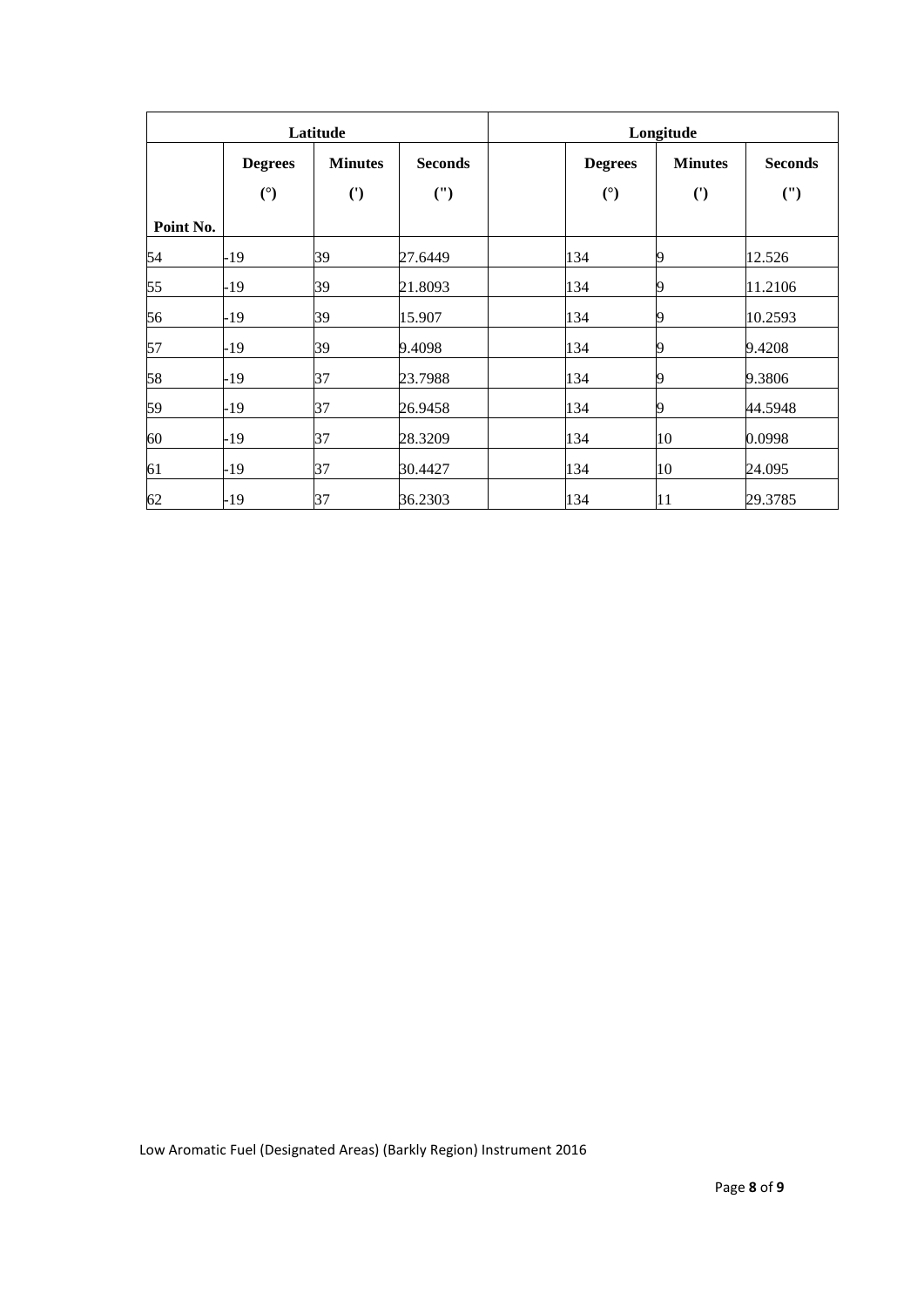| | Latitude | | | | Longitude | | |
|---|---|---|---|---|---|---|---|
| Point No. | Degrees (°) | Minutes (') | Seconds (") | | Degrees (°) | Minutes (') | Seconds (") |
| 54 | -19 | 39 | 27.6449 | | 134 | 9 | 12.526 |
| 55 | -19 | 39 | 21.8093 | | 134 | 9 | 11.2106 |
| 56 | -19 | 39 | 15.907 | | 134 | 9 | 10.2593 |
| 57 | -19 | 39 | 9.4098 | | 134 | 9 | 9.4208 |
| 58 | -19 | 37 | 23.7988 | | 134 | 9 | 9.3806 |
| 59 | -19 | 37 | 26.9458 | | 134 | 9 | 44.5948 |
| 60 | -19 | 37 | 28.3209 | | 134 | 10 | 0.0998 |
| 61 | -19 | 37 | 30.4427 | | 134 | 10 | 24.095 |
| 62 | -19 | 37 | 36.2303 | | 134 | 11 | 29.3785 |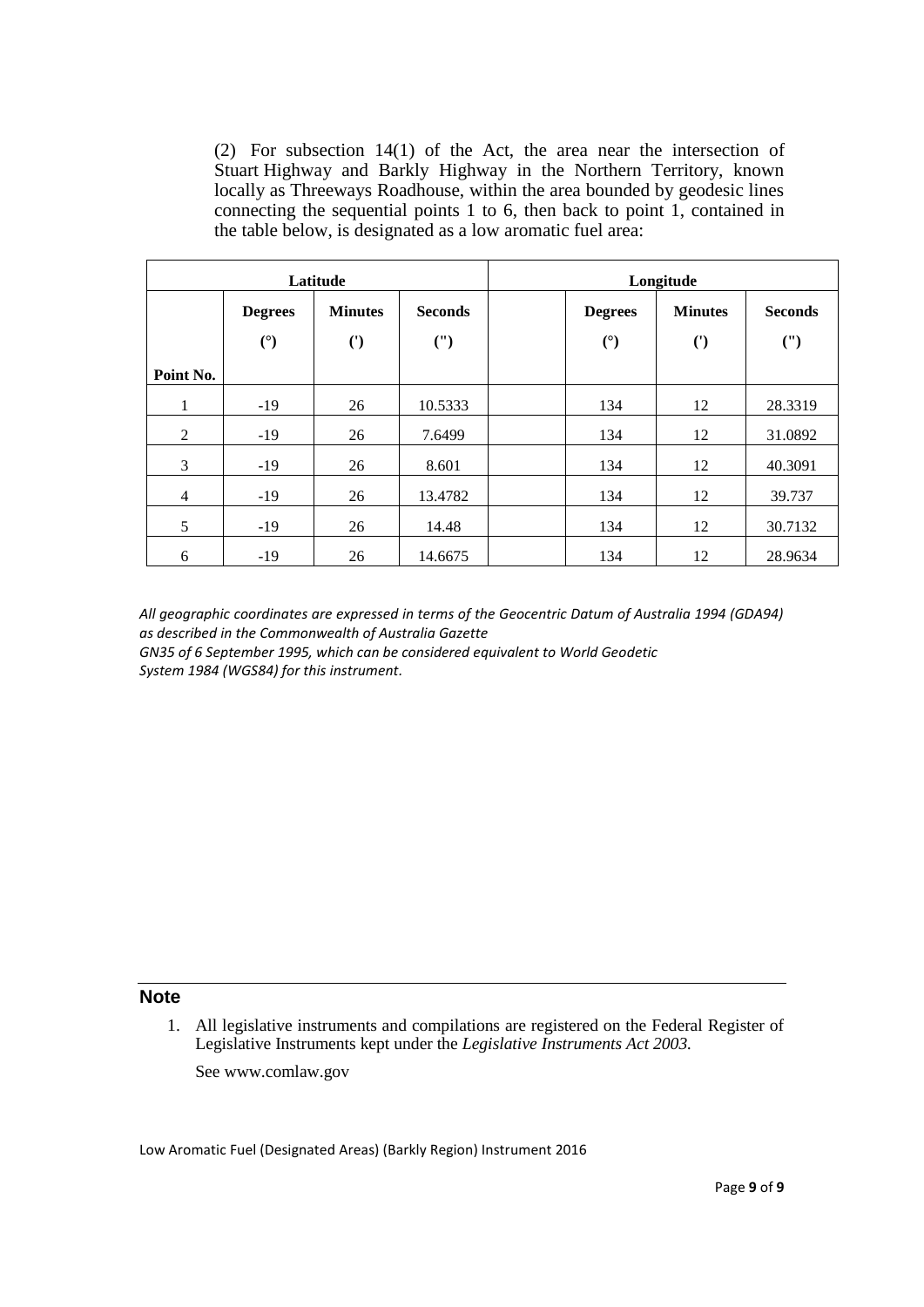(2) For subsection 14(1) of the Act, the area near the intersection of Stuart Highway and Barkly Highway in the Northern Territory, known locally as Threeways Roadhouse, within the area bounded by geodesic lines connecting the sequential points 1 to 6, then back to point 1, contained in the table below, is designated as a low aromatic fuel area:

| Latitude | | | | Longitude | | | |
|---|---|---|---|---|---|---|---|
| Point No. | **Degrees (°)** | **Minutes (')** | **Seconds (")** | | **Degrees (°)** | **Minutes (')** | **Seconds (")** |
| 1 | -19 | 26 | 10.5333 | | 134 | 12 | 28.3319 |
| 2 | -19 | 26 | 7.6499 | | 134 | 12 | 31.0892 |
| 3 | -19 | 26 | 8.601 | | 134 | 12 | 40.3091 |
| 4 | -19 | 26 | 13.4782 | | 134 | 12 | 39.737 |
| 5 | -19 | 26 | 14.48 | | 134 | 12 | 30.7132 |
| 6 | -19 | 26 | 14.6675 | | 134 | 12 | 28.9634 |

*All geographic coordinates are expressed in terms of the Geocentric Datum of Australia 1994 (GDA94) as described in the Commonwealth of Australia Gazette GN35 of 6 September 1995, which can be considered equivalent to World Geodetic System 1984 (WGS84) for this instrument.*

## Note

1. All legislative instruments and compilations are registered on the Federal Register of Legislative Instruments kept under the *Legislative Instruments Act 2003.*

   See www.comlaw.gov